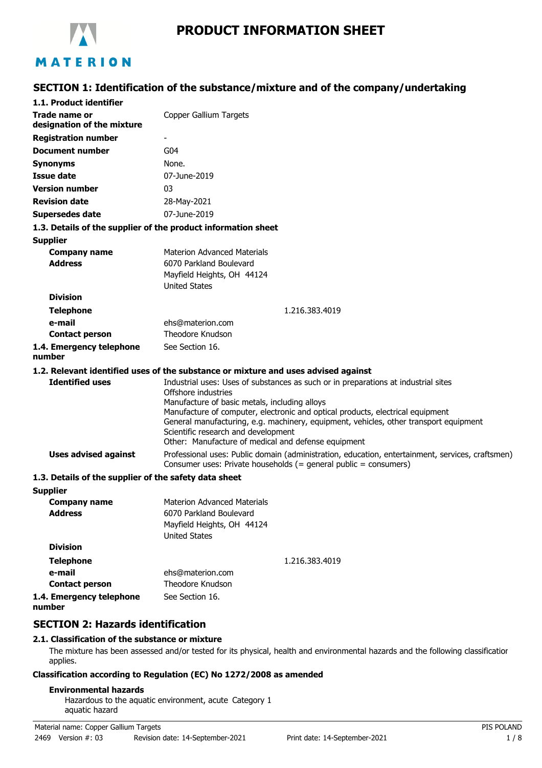# PRODUCT INFORMATION SHEET

## SECTION 1: Identification of the substance/mixture and of the company/undertaking

### 1.1. Product identifier

| | |
|---|---|
| **Trade name or designation of the mixture** | Copper Gallium Targets |
| **Registration number** | - |
| **Document number** | G04 |
| **Synonyms** | None. |
| **Issue date** | 07-June-2019 |
| **Version number** | 03 |
| **Revision date** | 28-May-2021 |
| **Supersedes date** | 07-June-2019 |

### 1.3. Details of the supplier of the product information sheet

**Supplier**

| | |
|---|---|
| **Company name** | Materion Advanced Materials |
| **Address** | 6070 Parkland Boulevard<br>Mayfield Heights, OH 44124<br>United States |
| **Division** | |
| **Telephone** | 1.216.383.4019 |
| **e-mail** | ehs@materion.com |
| **Contact person** | Theodore Knudson |
| **1.4. Emergency telephone number** | See Section 16. |

### 1.2. Relevant identified uses of the substance or mixture and uses advised against

**Identified uses**

Industrial uses: Uses of substances as such or in preparations at industrial sites
Offshore industries
Manufacture of basic metals, including alloys
Manufacture of computer, electronic and optical products, electrical equipment
General manufacturing, e.g. machinery, equipment, vehicles, other transport equipment
Scientific research and development
Other: Manufacture of medical and defense equipment

**Uses advised against**

Professional uses: Public domain (administration, education, entertainment, services, craftsmen)
Consumer uses: Private households (= general public = consumers)

### 1.3. Details of the supplier of the safety data sheet

**Supplier**

| | |
|---|---|
| **Company name** | Materion Advanced Materials |
| **Address** | 6070 Parkland Boulevard<br>Mayfield Heights, OH 44124<br>United States |
| **Division** | |
| **Telephone** | 1.216.383.4019 |
| **e-mail** | ehs@materion.com |
| **Contact person** | Theodore Knudson |
| **1.4. Emergency telephone number** | See Section 16. |

## SECTION 2: Hazards identification

### 2.1. Classification of the substance or mixture

The mixture has been assessed and/or tested for its physical, health and environmental hazards and the following classification applies.

**Classification according to Regulation (EC) No 1272/2008 as amended**

**Environmental hazards**

Hazardous to the aquatic environment, acute aquatic hazard — Category 1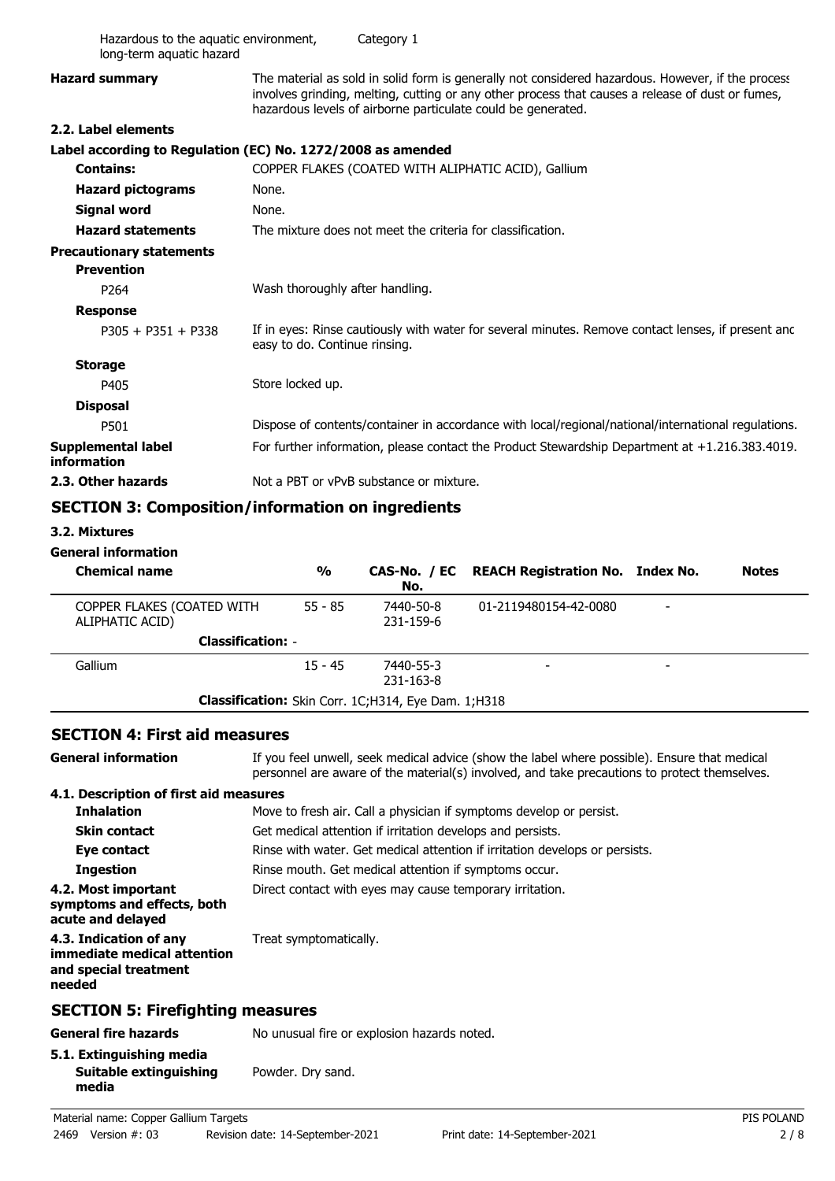| | |
|---|---|
| Hazardous to the aquatic environment, long-term aquatic hazard | Category 1 |

**Hazard summary** The material as sold in solid form is generally not considered hazardous. However, if the process involves grinding, melting, cutting or any other process that causes a release of dust or fumes, hazardous levels of airborne particulate could be generated.

### 2.2. Label elements

**Label according to Regulation (EC) No. 1272/2008 as amended**

| | |
|---|---|
| **Contains:** | COPPER FLAKES (COATED WITH ALIPHATIC ACID), Gallium |
| **Hazard pictograms** | None. |
| **Signal word** | None. |
| **Hazard statements** | The mixture does not meet the criteria for classification. |

**Precautionary statements**

**Prevention**

| | |
|---|---|
| P264 | Wash thoroughly after handling. |

**Response**

| | |
|---|---|
| P305 + P351 + P338 | If in eyes: Rinse cautiously with water for several minutes. Remove contact lenses, if present and easy to do. Continue rinsing. |

**Storage**

| | |
|---|---|
| P405 | Store locked up. |

**Disposal**

| | |
|---|---|
| P501 | Dispose of contents/container in accordance with local/regional/national/international regulations. |

| | |
|---|---|
| **Supplemental label information** | For further information, please contact the Product Stewardship Department at +1.216.383.4019. |
| **2.3. Other hazards** | Not a PBT or vPvB substance or mixture. |

## SECTION 3: Composition/information on ingredients

### 3.2. Mixtures

**General information**

| Chemical name | % | CAS-No. / EC No. | REACH Registration No. | Index No. | Notes |
|---|---|---|---|---|---|
| COPPER FLAKES (COATED WITH ALIPHATIC ACID) | 55 - 85 | 7440-50-8<br>231-159-6 | 01-2119480154-42-0080 | - | |
| **Classification:** - | | | | | |
| Gallium | 15 - 45 | 7440-55-3<br>231-163-8 | - | - | |
| **Classification:** Skin Corr. 1C;H314, Eye Dam. 1;H318 | | | | | |

## SECTION 4: First aid measures

**General information** If you feel unwell, seek medical advice (show the label where possible). Ensure that medical personnel are aware of the material(s) involved, and take precautions to protect themselves.

### 4.1. Description of first aid measures

| | |
|---|---|
| **Inhalation** | Move to fresh air. Call a physician if symptoms develop or persist. |
| **Skin contact** | Get medical attention if irritation develops and persists. |
| **Eye contact** | Rinse with water. Get medical attention if irritation develops or persists. |
| **Ingestion** | Rinse mouth. Get medical attention if symptoms occur. |
| **4.2. Most important symptoms and effects, both acute and delayed** | Direct contact with eyes may cause temporary irritation. |
| **4.3. Indication of any immediate medical attention and special treatment needed** | Treat symptomatically. |

## SECTION 5: Firefighting measures

**General fire hazards** No unusual fire or explosion hazards noted.

### 5.1. Extinguishing media

| | |
|---|---|
| **Suitable extinguishing media** | Powder. Dry sand. |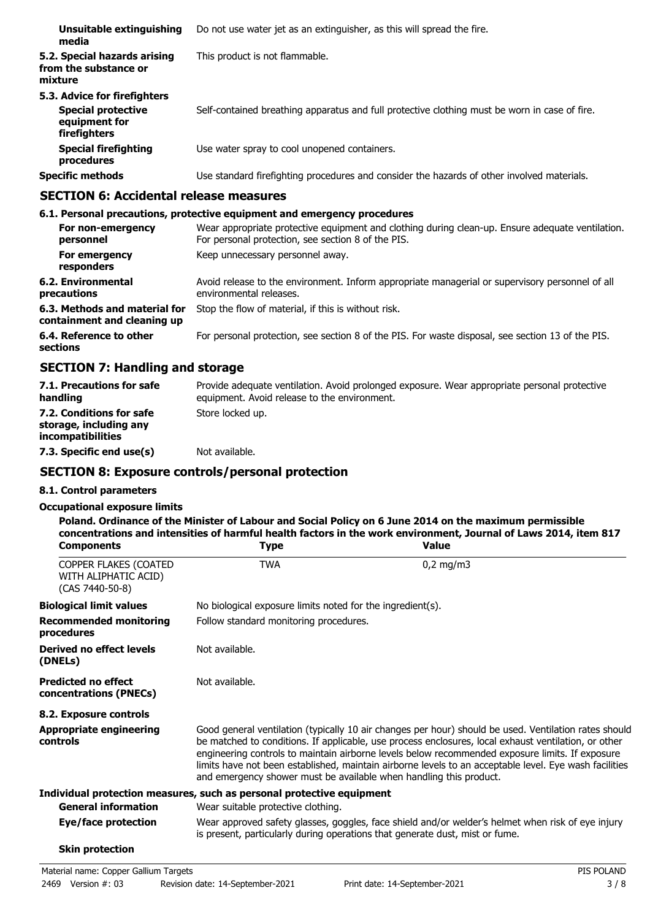| | |
|---|---|
| **Unsuitable extinguishing media** | Do not use water jet as an extinguisher, as this will spread the fire. |
| **5.2. Special hazards arising from the substance or mixture** | This product is not flammable. |
| **5.3. Advice for firefighters** | |
| **Special protective equipment for firefighters** | Self-contained breathing apparatus and full protective clothing must be worn in case of fire. |
| **Special firefighting procedures** | Use water spray to cool unopened containers. |
| **Specific methods** | Use standard firefighting procedures and consider the hazards of other involved materials. |

## SECTION 6: Accidental release measures

**6.1. Personal precautions, protective equipment and emergency procedures**

| | |
|---|---|
| **For non-emergency personnel** | Wear appropriate protective equipment and clothing during clean-up. Ensure adequate ventilation. For personal protection, see section 8 of the PIS. |
| **For emergency responders** | Keep unnecessary personnel away. |
| **6.2. Environmental precautions** | Avoid release to the environment. Inform appropriate managerial or supervisory personnel of all environmental releases. |
| **6.3. Methods and material for containment and cleaning up** | Stop the flow of material, if this is without risk. |
| **6.4. Reference to other sections** | For personal protection, see section 8 of the PIS. For waste disposal, see section 13 of the PIS. |

## SECTION 7: Handling and storage

| | |
|---|---|
| **7.1. Precautions for safe handling** | Provide adequate ventilation. Avoid prolonged exposure. Wear appropriate personal protective equipment. Avoid release to the environment. |
| **7.2. Conditions for safe storage, including any incompatibilities** | Store locked up. |
| **7.3. Specific end use(s)** | Not available. |

## SECTION 8: Exposure controls/personal protection

**8.1. Control parameters**

**Occupational exposure limits**

**Poland. Ordinance of the Minister of Labour and Social Policy on 6 June 2014 on the maximum permissible concentrations and intensities of harmful health factors in the work environment, Journal of Laws 2014, item 817**

| Components | Type | Value |
|---|---|---|
| COPPER FLAKES (COATED WITH ALIPHATIC ACID) (CAS 7440-50-8) | TWA | 0,2 mg/m3 |

| | |
|---|---|
| **Biological limit values** | No biological exposure limits noted for the ingredient(s). |
| **Recommended monitoring procedures** | Follow standard monitoring procedures. |
| **Derived no effect levels (DNELs)** | Not available. |
| **Predicted no effect concentrations (PNECs)** | Not available. |

**8.2. Exposure controls**

| | |
|---|---|
| **Appropriate engineering controls** | Good general ventilation (typically 10 air changes per hour) should be used. Ventilation rates should be matched to conditions. If applicable, use process enclosures, local exhaust ventilation, or other engineering controls to maintain airborne levels below recommended exposure limits. If exposure limits have not been established, maintain airborne levels to an acceptable level. Eye wash facilities and emergency shower must be available when handling this product. |

**Individual protection measures, such as personal protective equipment**

| | |
|---|---|
| **General information** | Wear suitable protective clothing. |
| **Eye/face protection** | Wear approved safety glasses, goggles, face shield and/or welder's helmet when risk of eye injury is present, particularly during operations that generate dust, mist or fume. |
| **Skin protection** | |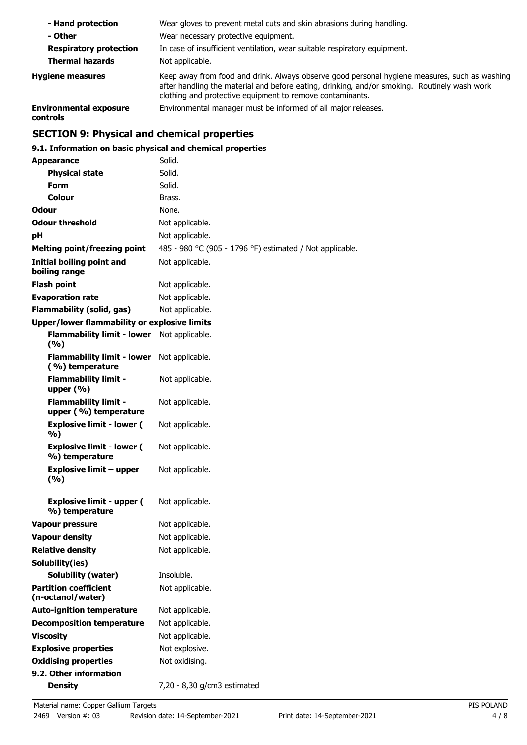| | |
|---|---|
| **- Hand protection** | Wear gloves to prevent metal cuts and skin abrasions during handling. |
| **- Other** | Wear necessary protective equipment. |
| **Respiratory protection** | In case of insufficient ventilation, wear suitable respiratory equipment. |
| **Thermal hazards** | Not applicable. |
| **Hygiene measures** | Keep away from food and drink. Always observe good personal hygiene measures, such as washing after handling the material and before eating, drinking, and/or smoking. Routinely wash work clothing and protective equipment to remove contaminants. |
| **Environmental exposure controls** | Environmental manager must be informed of all major releases. |

## SECTION 9: Physical and chemical properties

### 9.1. Information on basic physical and chemical properties

| | |
|---|---|
| **Appearance** | Solid. |
| **Physical state** | Solid. |
| **Form** | Solid. |
| **Colour** | Brass. |
| **Odour** | None. |
| **Odour threshold** | Not applicable. |
| **pH** | Not applicable. |
| **Melting point/freezing point** | 485 - 980 °C (905 - 1796 °F) estimated / Not applicable. |
| **Initial boiling point and boiling range** | Not applicable. |
| **Flash point** | Not applicable. |
| **Evaporation rate** | Not applicable. |
| **Flammability (solid, gas)** | Not applicable. |
| **Upper/lower flammability or explosive limits** | |
| **Flammability limit - lower (%)** | Not applicable. |
| **Flammability limit - lower (%) temperature** | Not applicable. |
| **Flammability limit - upper (%)** | Not applicable. |
| **Flammability limit - upper (%) temperature** | Not applicable. |
| **Explosive limit - lower (%)** | Not applicable. |
| **Explosive limit - lower (%) temperature** | Not applicable. |
| **Explosive limit – upper (%)** | Not applicable. |
| **Explosive limit - upper (%) temperature** | Not applicable. |
| **Vapour pressure** | Not applicable. |
| **Vapour density** | Not applicable. |
| **Relative density** | Not applicable. |
| **Solubility(ies)** | |
| **Solubility (water)** | Insoluble. |
| **Partition coefficient (n-octanol/water)** | Not applicable. |
| **Auto-ignition temperature** | Not applicable. |
| **Decomposition temperature** | Not applicable. |
| **Viscosity** | Not applicable. |
| **Explosive properties** | Not explosive. |
| **Oxidising properties** | Not oxidising. |

### 9.2. Other information

| | |
|---|---|
| **Density** | 7,20 - 8,30 g/cm3 estimated |

Material name: Copper Gallium Targets
2469 Version #: 03 Revision date: 14-September-2021 Print date: 14-September-2021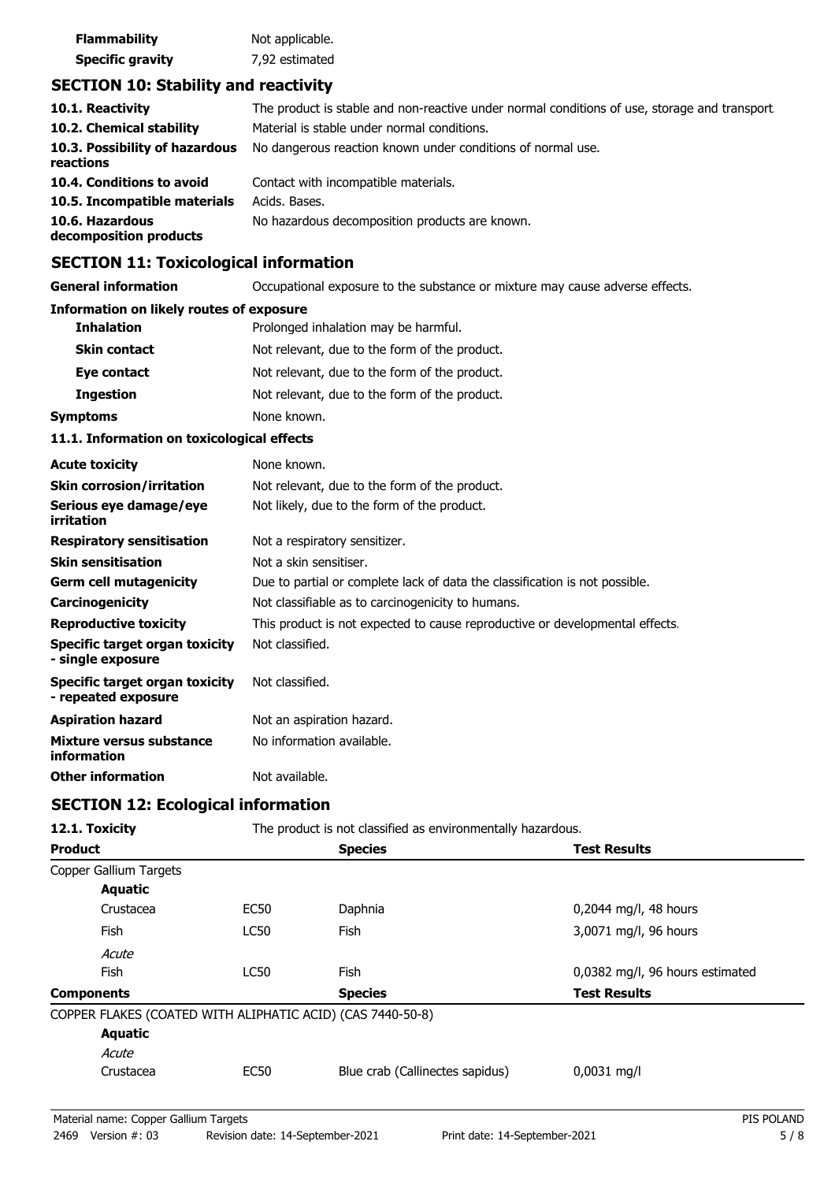| | |
|---|---|
| **Flammability** | Not applicable. |
| **Specific gravity** | 7,92 estimated |

## SECTION 10: Stability and reactivity

| | |
|---|---|
| **10.1. Reactivity** | The product is stable and non-reactive under normal conditions of use, storage and transport. |
| **10.2. Chemical stability** | Material is stable under normal conditions. |
| **10.3. Possibility of hazardous reactions** | No dangerous reaction known under conditions of normal use. |
| **10.4. Conditions to avoid** | Contact with incompatible materials. |
| **10.5. Incompatible materials** | Acids. Bases. |
| **10.6. Hazardous decomposition products** | No hazardous decomposition products are known. |

## SECTION 11: Toxicological information

| | |
|---|---|
| **General information** | Occupational exposure to the substance or mixture may cause adverse effects. |

**Information on likely routes of exposure**

| | |
|---|---|
| **Inhalation** | Prolonged inhalation may be harmful. |
| **Skin contact** | Not relevant, due to the form of the product. |
| **Eye contact** | Not relevant, due to the form of the product. |
| **Ingestion** | Not relevant, due to the form of the product. |
| **Symptoms** | None known. |

**11.1. Information on toxicological effects**

| | |
|---|---|
| **Acute toxicity** | None known. |
| **Skin corrosion/irritation** | Not relevant, due to the form of the product. |
| **Serious eye damage/eye irritation** | Not likely, due to the form of the product. |
| **Respiratory sensitisation** | Not a respiratory sensitizer. |
| **Skin sensitisation** | Not a skin sensitiser. |
| **Germ cell mutagenicity** | Due to partial or complete lack of data the classification is not possible. |
| **Carcinogenicity** | Not classifiable as to carcinogenicity to humans. |
| **Reproductive toxicity** | This product is not expected to cause reproductive or developmental effects. |
| **Specific target organ toxicity - single exposure** | Not classified. |
| **Specific target organ toxicity - repeated exposure** | Not classified. |
| **Aspiration hazard** | Not an aspiration hazard. |
| **Mixture versus substance information** | No information available. |
| **Other information** | Not available. |

## SECTION 12: Ecological information

**12.1. Toxicity** The product is not classified as environmentally hazardous.

| **Product** | | **Species** | **Test Results** |
|---|---|---|---|
| Copper Gallium Targets | | | |
| **Aquatic** | | | |
| Crustacea | EC50 | Daphnia | 0,2044 mg/l, 48 hours |
| Fish | LC50 | Fish | 3,0071 mg/l, 96 hours |
| *Acute* | | | |
| Fish | LC50 | Fish | 0,0382 mg/l, 96 hours estimated |

| **Components** | | **Species** | **Test Results** |
|---|---|---|---|
| COPPER FLAKES (COATED WITH ALIPHATIC ACID) (CAS 7440-50-8) | | | |
| **Aquatic** | | | |
| *Acute* | | | |
| Crustacea | EC50 | Blue crab (Callinectes sapidus) | 0,0031 mg/l |

Material name: Copper Gallium Targets
2469 Version #: 03 Revision date: 14-September-2021 Print date: 14-September-2021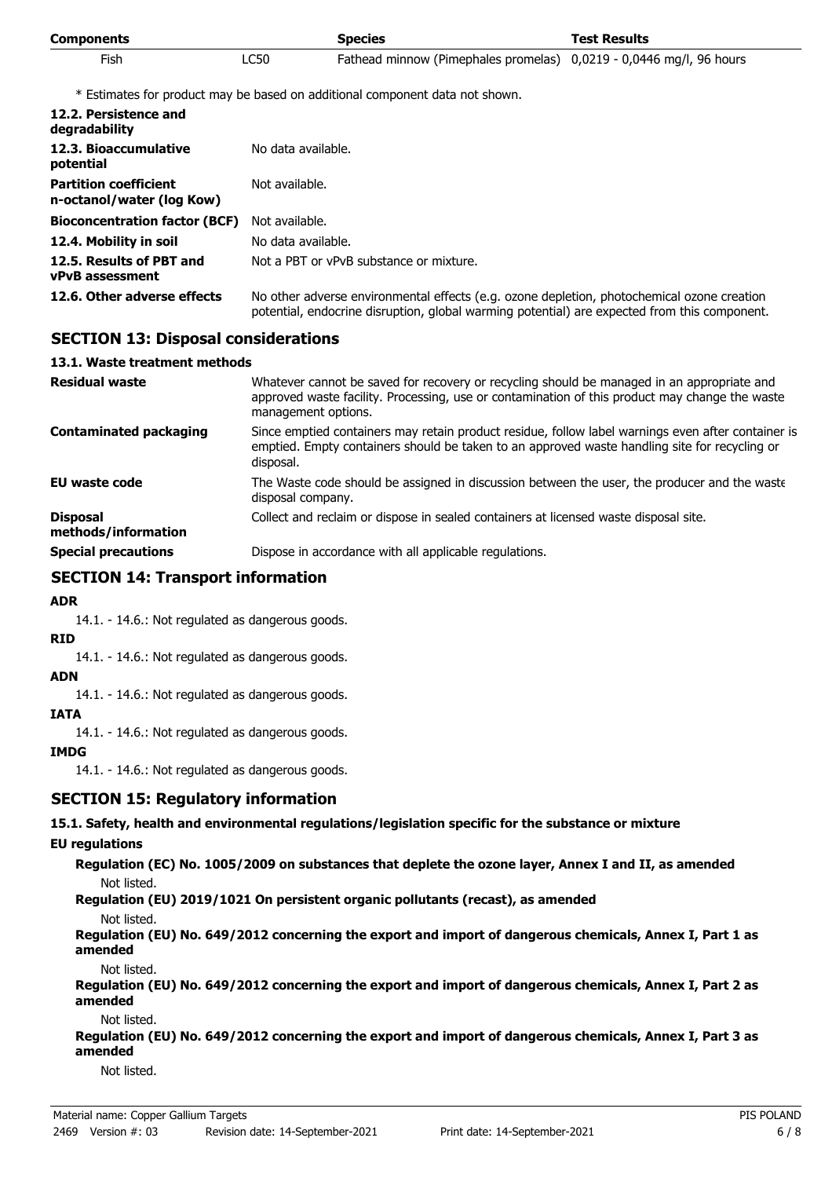| Components | | Species | Test Results |
| --- | --- | --- | --- |
| Fish | LC50 | Fathead minnow (Pimephales promelas) | 0,0219 - 0,0446 mg/l, 96 hours |

\* Estimates for product may be based on additional component data not shown.

| | |
| --- | --- |
| **12.2. Persistence and degradability** | |
| **12.3. Bioaccumulative potential** | No data available. |
| **Partition coefficient n-octanol/water (log Kow)** | Not available. |
| **Bioconcentration factor (BCF)** | Not available. |
| **12.4. Mobility in soil** | No data available. |
| **12.5. Results of PBT and vPvB assessment** | Not a PBT or vPvB substance or mixture. |
| **12.6. Other adverse effects** | No other adverse environmental effects (e.g. ozone depletion, photochemical ozone creation potential, endocrine disruption, global warming potential) are expected from this component. |

## SECTION 13: Disposal considerations

### 13.1. Waste treatment methods

| | |
| --- | --- |
| **Residual waste** | Whatever cannot be saved for recovery or recycling should be managed in an appropriate and approved waste facility. Processing, use or contamination of this product may change the waste management options. |
| **Contaminated packaging** | Since emptied containers may retain product residue, follow label warnings even after container is emptied. Empty containers should be taken to an approved waste handling site for recycling or disposal. |
| **EU waste code** | The Waste code should be assigned in discussion between the user, the producer and the waste disposal company. |
| **Disposal methods/information** | Collect and reclaim or dispose in sealed containers at licensed waste disposal site. |
| **Special precautions** | Dispose in accordance with all applicable regulations. |

## SECTION 14: Transport information

**ADR**

14.1. - 14.6.: Not regulated as dangerous goods.

**RID**

14.1. - 14.6.: Not regulated as dangerous goods.

**ADN**

14.1. - 14.6.: Not regulated as dangerous goods.

**IATA**

14.1. - 14.6.: Not regulated as dangerous goods.

**IMDG**

14.1. - 14.6.: Not regulated as dangerous goods.

## SECTION 15: Regulatory information

### 15.1. Safety, health and environmental regulations/legislation specific for the substance or mixture

**EU regulations**

**Regulation (EC) No. 1005/2009 on substances that deplete the ozone layer, Annex I and II, as amended**

Not listed.

**Regulation (EU) 2019/1021 On persistent organic pollutants (recast), as amended**

Not listed.

**Regulation (EU) No. 649/2012 concerning the export and import of dangerous chemicals, Annex I, Part 1 as amended**

Not listed.

**Regulation (EU) No. 649/2012 concerning the export and import of dangerous chemicals, Annex I, Part 2 as amended**

Not listed.

**Regulation (EU) No. 649/2012 concerning the export and import of dangerous chemicals, Annex I, Part 3 as amended**

Not listed.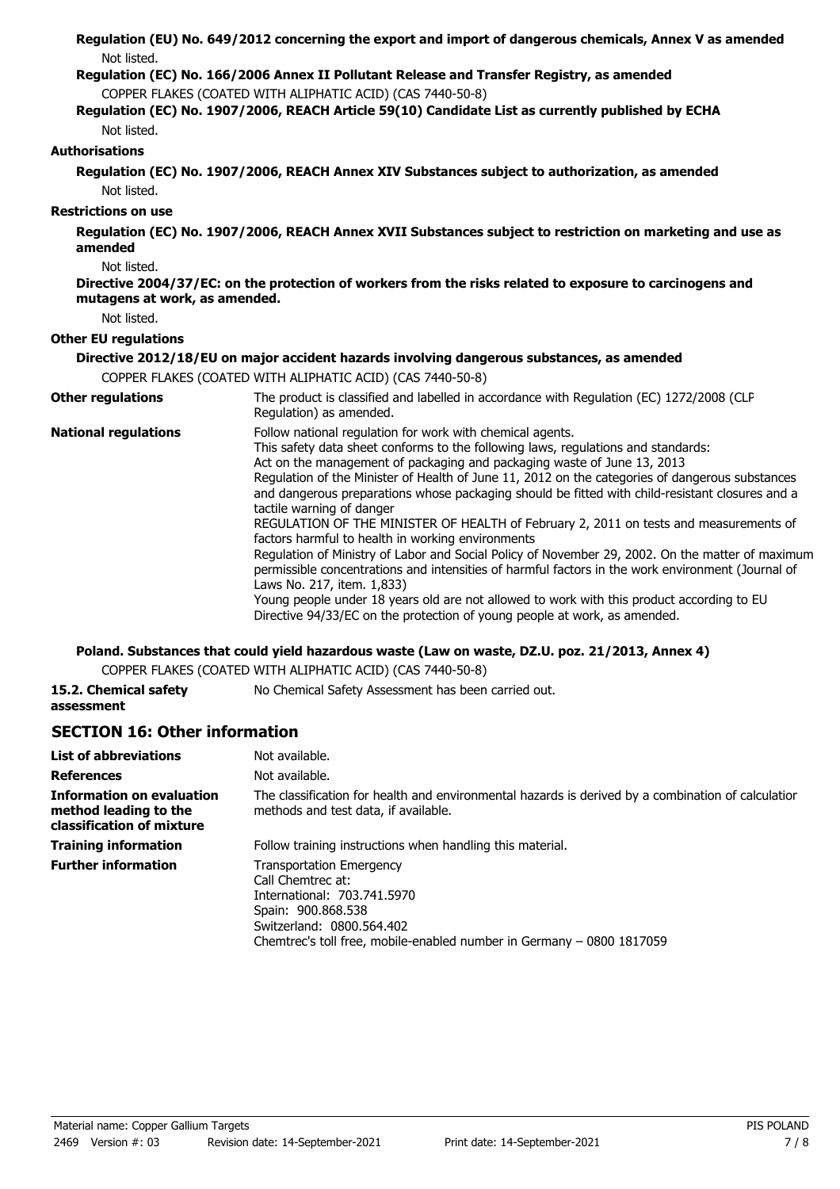**Regulation (EU) No. 649/2012 concerning the export and import of dangerous chemicals, Annex V as amended**

Not listed.

**Regulation (EC) No. 166/2006 Annex II Pollutant Release and Transfer Registry, as amended**

COPPER FLAKES (COATED WITH ALIPHATIC ACID) (CAS 7440-50-8)

**Regulation (EC) No. 1907/2006, REACH Article 59(10) Candidate List as currently published by ECHA**

Not listed.

**Authorisations**

**Regulation (EC) No. 1907/2006, REACH Annex XIV Substances subject to authorization, as amended**

Not listed.

**Restrictions on use**

**Regulation (EC) No. 1907/2006, REACH Annex XVII Substances subject to restriction on marketing and use as amended**

Not listed.

**Directive 2004/37/EC: on the protection of workers from the risks related to exposure to carcinogens and mutagens at work, as amended.**

Not listed.

**Other EU regulations**

**Directive 2012/18/EU on major accident hazards involving dangerous substances, as amended**

COPPER FLAKES (COATED WITH ALIPHATIC ACID) (CAS 7440-50-8)

**Other regulations**

The product is classified and labelled in accordance with Regulation (EC) 1272/2008 (CLP Regulation) as amended.

**National regulations**

Follow national regulation for work with chemical agents.
This safety data sheet conforms to the following laws, regulations and standards:
Act on the management of packaging and packaging waste of June 13, 2013
Regulation of the Minister of Health of June 11, 2012 on the categories of dangerous substances and dangerous preparations whose packaging should be fitted with child-resistant closures and a tactile warning of danger
REGULATION OF THE MINISTER OF HEALTH of February 2, 2011 on tests and measurements of factors harmful to health in working environments
Regulation of Ministry of Labor and Social Policy of November 29, 2002. On the matter of maximum permissible concentrations and intensities of harmful factors in the work environment (Journal of Laws No. 217, item. 1,833)
Young people under 18 years old are not allowed to work with this product according to EU Directive 94/33/EC on the protection of young people at work, as amended.

**Poland. Substances that could yield hazardous waste (Law on waste, DZ.U. poz. 21/2013, Annex 4)**

COPPER FLAKES (COATED WITH ALIPHATIC ACID) (CAS 7440-50-8)

**15.2. Chemical safety assessment**

No Chemical Safety Assessment has been carried out.

## SECTION 16: Other information

**List of abbreviations**

Not available.

**References**

Not available.

**Information on evaluation method leading to the classification of mixture**

The classification for health and environmental hazards is derived by a combination of calculation methods and test data, if available.

**Training information**

Follow training instructions when handling this material.

**Further information**

Transportation Emergency
Call Chemtrec at:
International: 703.741.5970
Spain: 900.868.538
Switzerland: 0800.564.402
Chemtrec's toll free, mobile-enabled number in Germany – 0800 1817059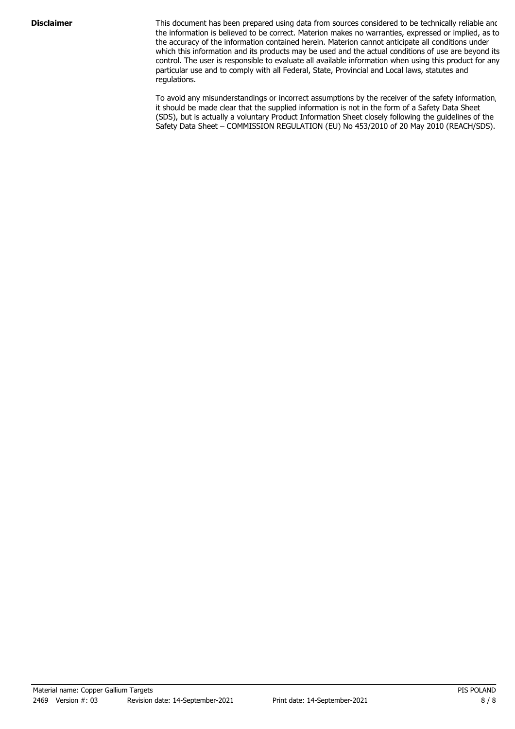**Disclaimer**

This document has been prepared using data from sources considered to be technically reliable and the information is believed to be correct. Materion makes no warranties, expressed or implied, as to the accuracy of the information contained herein. Materion cannot anticipate all conditions under which this information and its products may be used and the actual conditions of use are beyond its control. The user is responsible to evaluate all available information when using this product for any particular use and to comply with all Federal, State, Provincial and Local laws, statutes and regulations.

To avoid any misunderstandings or incorrect assumptions by the receiver of the safety information, it should be made clear that the supplied information is not in the form of a Safety Data Sheet (SDS), but is actually a voluntary Product Information Sheet closely following the guidelines of the Safety Data Sheet – COMMISSION REGULATION (EU) No 453/2010 of 20 May 2010 (REACH/SDS).